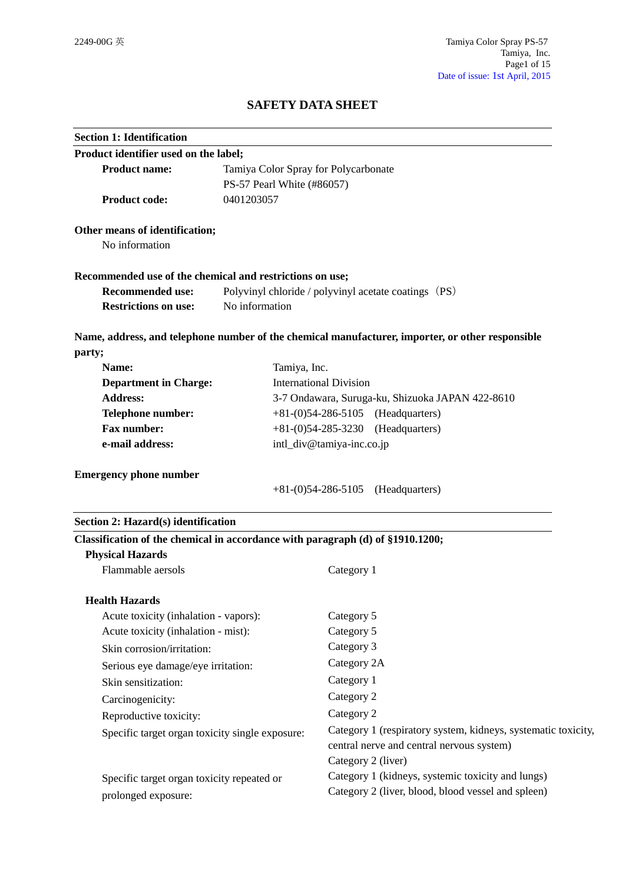# SAFETY DATA SHEET

## Section 1: Identification

**Product identifier used on the label;**

**Product name:** Tamiya Color Spray for Polycarbonate
PS-57 Pearl White (#86057)

**Product code:** 0401203057

**Other means of identification;**

No information

**Recommended use of the chemical and restrictions on use;**

**Recommended use:** Polyvinyl chloride / polyvinyl acetate coatings（PS）

**Restrictions on use:** No information

**Name, address, and telephone number of the chemical manufacturer, importer, or other responsible party;**

| | |
|---|---|
| **Name:** | Tamiya, Inc. |
| **Department in Charge:** | International Division |
| **Address:** | 3-7 Ondawara, Suruga-ku, Shizuoka JAPAN 422-8610 |
| **Telephone number:** | +81-(0)54-286-5105 (Headquarters) |
| **Fax number:** | +81-(0)54-285-3230 (Headquarters) |
| **e-mail address:** | intl_div@tamiya-inc.co.jp |

**Emergency phone number**

+81-(0)54-286-5105 (Headquarters)

## Section 2: Hazard(s) identification

**Classification of the chemical in accordance with paragraph (d) of §1910.1200;**

**Physical Hazards**

| | |
|---|---|
| Flammable aerosols | Category 1 |

**Health Hazards**

| | |
|---|---|
| Acute toxicity (inhalation - vapors): | Category 5 |
| Acute toxicity (inhalation - mist): | Category 5 |
| Skin corrosion/irritation: | Category 3 |
| Serious eye damage/eye irritation: | Category 2A |
| Skin sensitization: | Category 1 |
| Carcinogenicity: | Category 2 |
| Reproductive toxicity: | Category 2 |
| Specific target organ toxicity single exposure: | Category 1 (respiratory system, kidneys, systematic toxicity, central nerve and central nervous system)<br>Category 2 (liver) |
| Specific target organ toxicity repeated or prolonged exposure: | Category 1 (kidneys, systemic toxicity and lungs)<br>Category 2 (liver, blood, blood vessel and spleen) |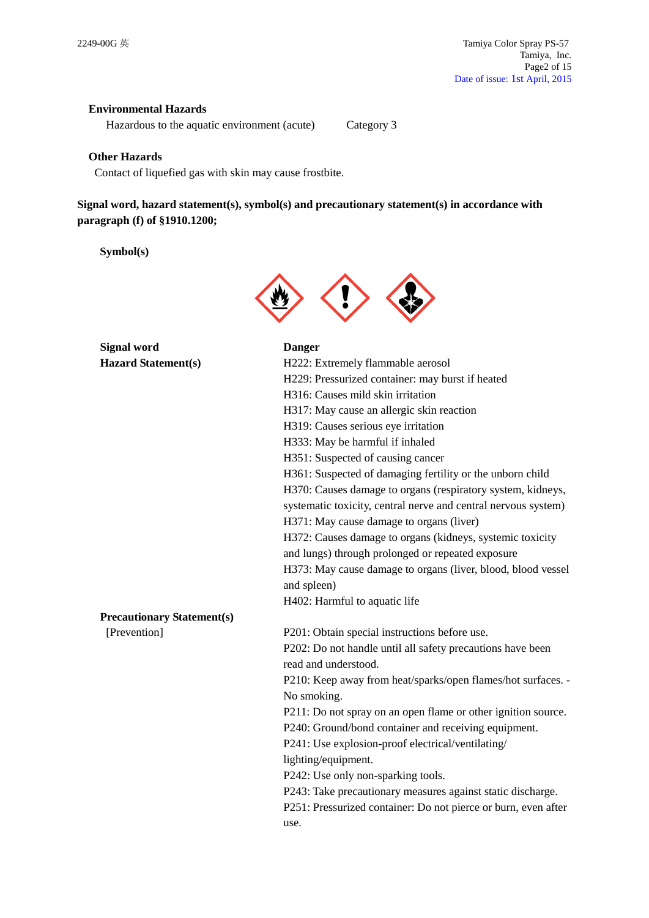### Environmental Hazards

Hazardous to the aquatic environment (acute) Category 3

### Other Hazards

Contact of liquefied gas with skin may cause frostbite.

**Signal word, hazard statement(s), symbol(s) and precautionary statement(s) in accordance with paragraph (f) of §1910.1200;**

**Symbol(s)**

| | |
|---|---|
| **Signal word** | **Danger** |
| **Hazard Statement(s)** | H222: Extremely flammable aerosol<br>H229: Pressurized container: may burst if heated<br>H316: Causes mild skin irritation<br>H317: May cause an allergic skin reaction<br>H319: Causes serious eye irritation<br>H333: May be harmful if inhaled<br>H351: Suspected of causing cancer<br>H361: Suspected of damaging fertility or the unborn child<br>H370: Causes damage to organs (respiratory system, kidneys, systematic toxicity, central nerve and central nervous system)<br>H371: May cause damage to organs (liver)<br>H372: Causes damage to organs (kidneys, systemic toxicity and lungs) through prolonged or repeated exposure<br>H373: May cause damage to organs (liver, blood, blood vessel and spleen)<br>H402: Harmful to aquatic life |
| **Precautionary Statement(s)** | |
| [Prevention] | P201: Obtain special instructions before use.<br>P202: Do not handle until all safety precautions have been read and understood.<br>P210: Keep away from heat/sparks/open flames/hot surfaces. - No smoking.<br>P211: Do not spray on an open flame or other ignition source.<br>P240: Ground/bond container and receiving equipment.<br>P241: Use explosion-proof electrical/ventilating/ lighting/equipment.<br>P242: Use only non-sparking tools.<br>P243: Take precautionary measures against static discharge.<br>P251: Pressurized container: Do not pierce or burn, even after use. |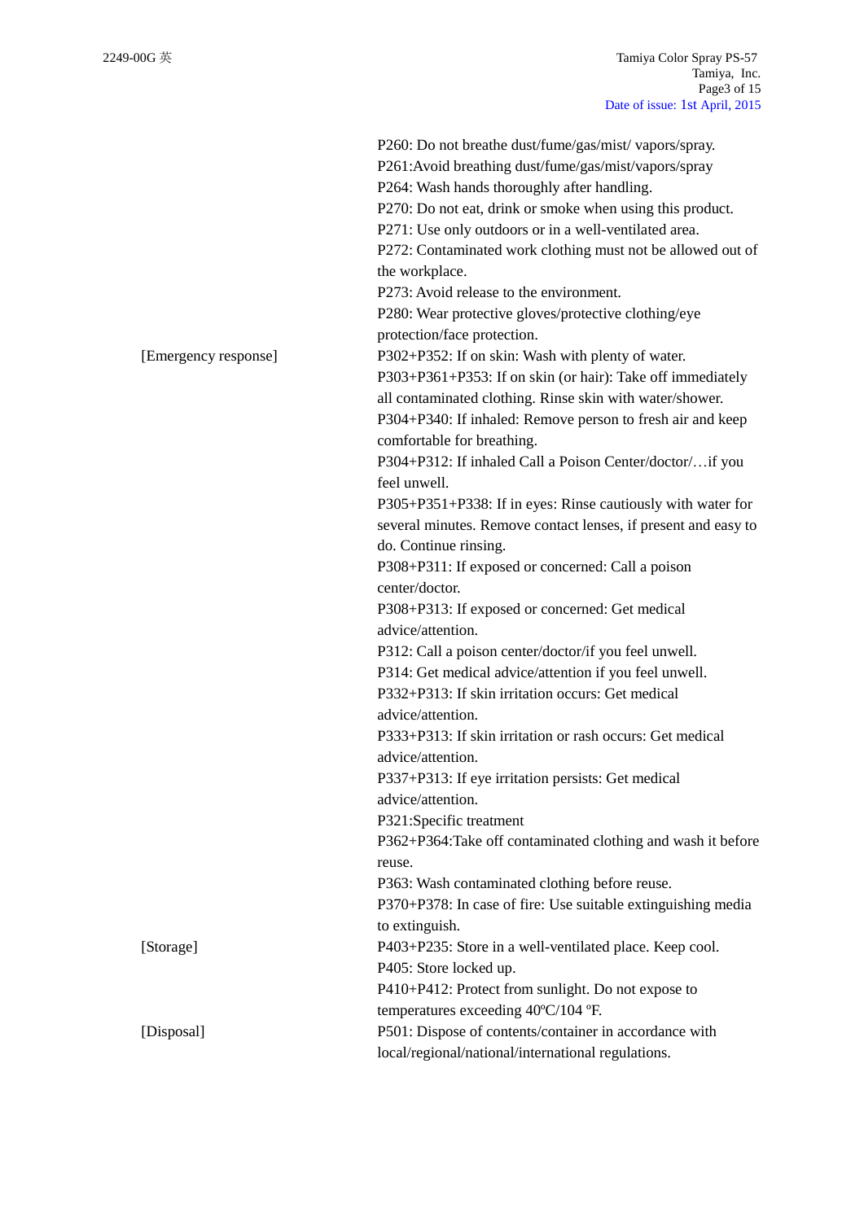P260: Do not breathe dust/fume/gas/mist/ vapors/spray.
P261:Avoid breathing dust/fume/gas/mist/vapors/spray
P264: Wash hands thoroughly after handling.
P270: Do not eat, drink or smoke when using this product.
P271: Use only outdoors or in a well-ventilated area.
P272: Contaminated work clothing must not be allowed out of the workplace.
P273: Avoid release to the environment.
P280: Wear protective gloves/protective clothing/eye protection/face protection.

[Emergency response]

P302+P352: If on skin: Wash with plenty of water.
P303+P361+P353: If on skin (or hair): Take off immediately all contaminated clothing. Rinse skin with water/shower.
P304+P340: If inhaled: Remove person to fresh air and keep comfortable for breathing.
P304+P312: If inhaled Call a Poison Center/doctor/…if you feel unwell.
P305+P351+P338: If in eyes: Rinse cautiously with water for several minutes. Remove contact lenses, if present and easy to do. Continue rinsing.
P308+P311: If exposed or concerned: Call a poison center/doctor.
P308+P313: If exposed or concerned: Get medical advice/attention.
P312: Call a poison center/doctor/if you feel unwell.
P314: Get medical advice/attention if you feel unwell.
P332+P313: If skin irritation occurs: Get medical advice/attention.
P333+P313: If skin irritation or rash occurs: Get medical advice/attention.
P337+P313: If eye irritation persists: Get medical advice/attention.
P321:Specific treatment
P362+P364:Take off contaminated clothing and wash it before reuse.
P363: Wash contaminated clothing before reuse.
P370+P378: In case of fire: Use suitable extinguishing media to extinguish.

[Storage]

P403+P235: Store in a well-ventilated place. Keep cool.
P405: Store locked up.
P410+P412: Protect from sunlight. Do not expose to temperatures exceeding 40ºC/104 ºF.

[Disposal]

P501: Dispose of contents/container in accordance with local/regional/national/international regulations.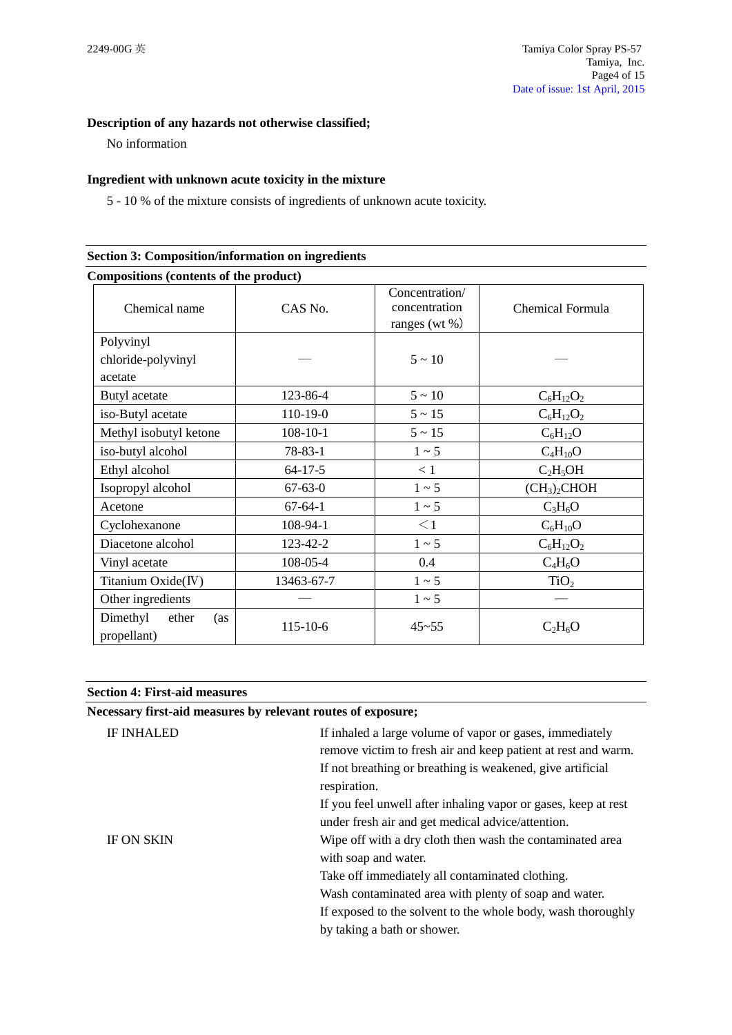**Description of any hazards not otherwise classified;**

No information

**Ingredient with unknown acute toxicity in the mixture**

5 - 10 % of the mixture consists of ingredients of unknown acute toxicity.

## Section 3: Composition/information on ingredients

**Compositions (contents of the product)**

| Chemical name | CAS No. | Concentration/ concentration ranges (wt %) | Chemical Formula |
|---|---|---|---|
| Polyvinyl chloride-polyvinyl acetate | — | 5 ~ 10 | — |
| Butyl acetate | 123-86-4 | 5 ~ 10 | $C_6H_{12}O_2$ |
| iso-Butyl acetate | 110-19-0 | 5 ~ 15 | $C_6H_{12}O_2$ |
| Methyl isobutyl ketone | 108-10-1 | 5 ~ 15 | $C_6H_{12}O$ |
| iso-butyl alcohol | 78-83-1 | 1 ~ 5 | $C_4H_{10}O$ |
| Ethyl alcohol | 64-17-5 | < 1 | $C_2H_5OH$ |
| Isopropyl alcohol | 67-63-0 | 1 ~ 5 | $(CH_3)_2CHOH$ |
| Acetone | 67-64-1 | 1 ~ 5 | $C_3H_6O$ |
| Cyclohexanone | 108-94-1 | ＜1 | $C_6H_{10}O$ |
| Diacetone alcohol | 123-42-2 | 1 ~ 5 | $C_6H_{12}O_2$ |
| Vinyl acetate | 108-05-4 | 0.4 | $C_4H_6O$ |
| Titanium Oxide(Ⅳ) | 13463-67-7 | 1 ~ 5 | $TiO_2$ |
| Other ingredients | — | 1 ~ 5 | — |
| Dimethyl ether (as propellant) | 115-10-6 | 45~55 | $C_2H_6O$ |

## Section 4: First-aid measures

**Necessary first-aid measures by relevant routes of exposure;**

IF INHALED

If inhaled a large volume of vapor or gases, immediately remove victim to fresh air and keep patient at rest and warm.
If not breathing or breathing is weakened, give artificial respiration.
If you feel unwell after inhaling vapor or gases, keep at rest under fresh air and get medical advice/attention.

IF ON SKIN

Wipe off with a dry cloth then wash the contaminated area with soap and water.
Take off immediately all contaminated clothing.
Wash contaminated area with plenty of soap and water.
If exposed to the solvent to the whole body, wash thoroughly by taking a bath or shower.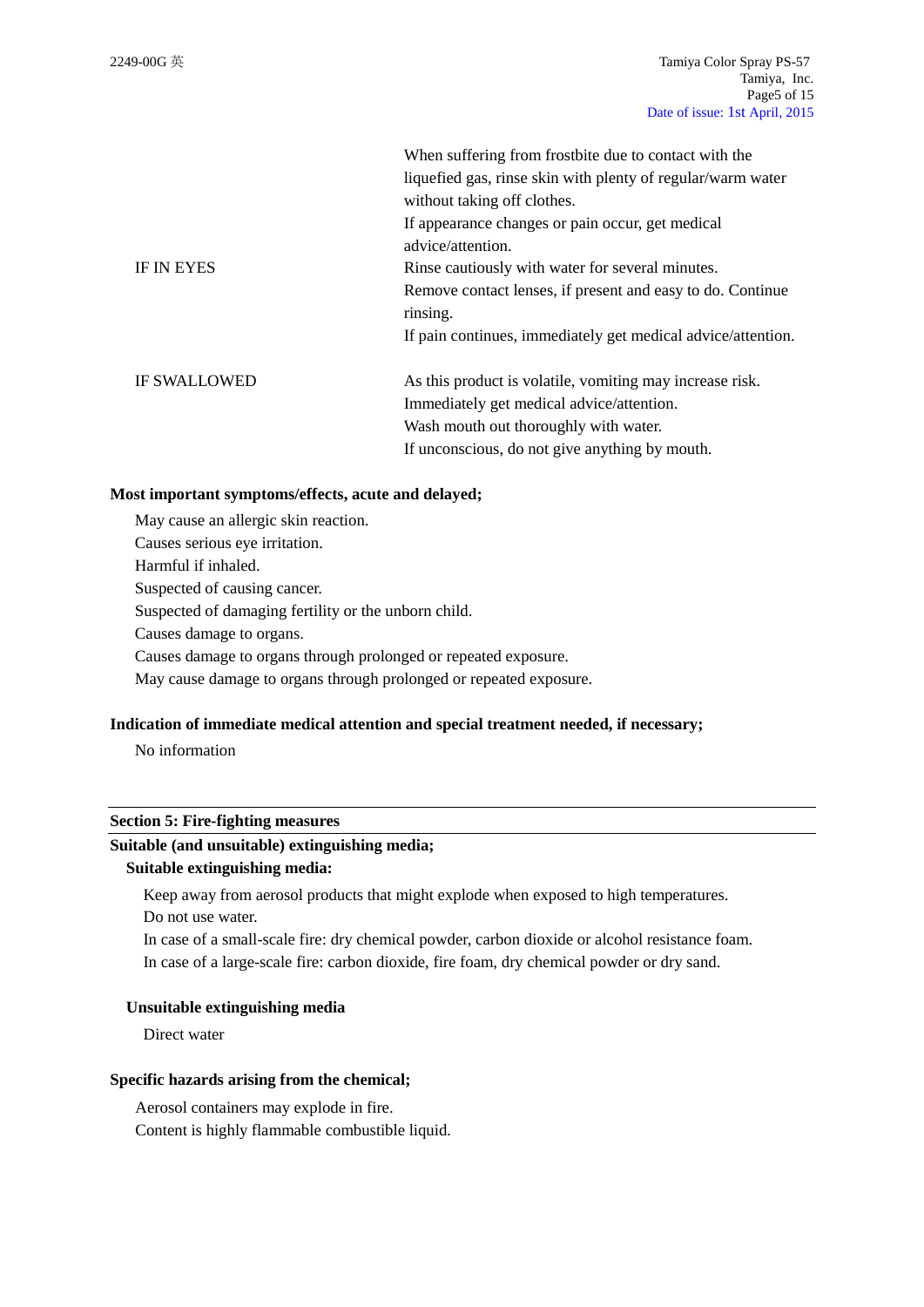| | |
|---|---|
| | When suffering from frostbite due to contact with the liquefied gas, rinse skin with plenty of regular/warm water without taking off clothes. If appearance changes or pain occur, get medical advice/attention. |
| IF IN EYES | Rinse cautiously with water for several minutes. Remove contact lenses, if present and easy to do. Continue rinsing. If pain continues, immediately get medical advice/attention. |
| IF SWALLOWED | As this product is volatile, vomiting may increase risk. Immediately get medical advice/attention. Wash mouth out thoroughly with water. If unconscious, do not give anything by mouth. |

**Most important symptoms/effects, acute and delayed;**

May cause an allergic skin reaction.
Causes serious eye irritation.
Harmful if inhaled.
Suspected of causing cancer.
Suspected of damaging fertility or the unborn child.
Causes damage to organs.
Causes damage to organs through prolonged or repeated exposure.
May cause damage to organs through prolonged or repeated exposure.

**Indication of immediate medical attention and special treatment needed, if necessary;**

No information

## Section 5: Fire-fighting measures

**Suitable (and unsuitable) extinguishing media;**

**Suitable extinguishing media:**

Keep away from aerosol products that might explode when exposed to high temperatures.
Do not use water.
In case of a small-scale fire: dry chemical powder, carbon dioxide or alcohol resistance foam.
In case of a large-scale fire: carbon dioxide, fire foam, dry chemical powder or dry sand.

**Unsuitable extinguishing media**

Direct water

**Specific hazards arising from the chemical;**

Aerosol containers may explode in fire.
Content is highly flammable combustible liquid.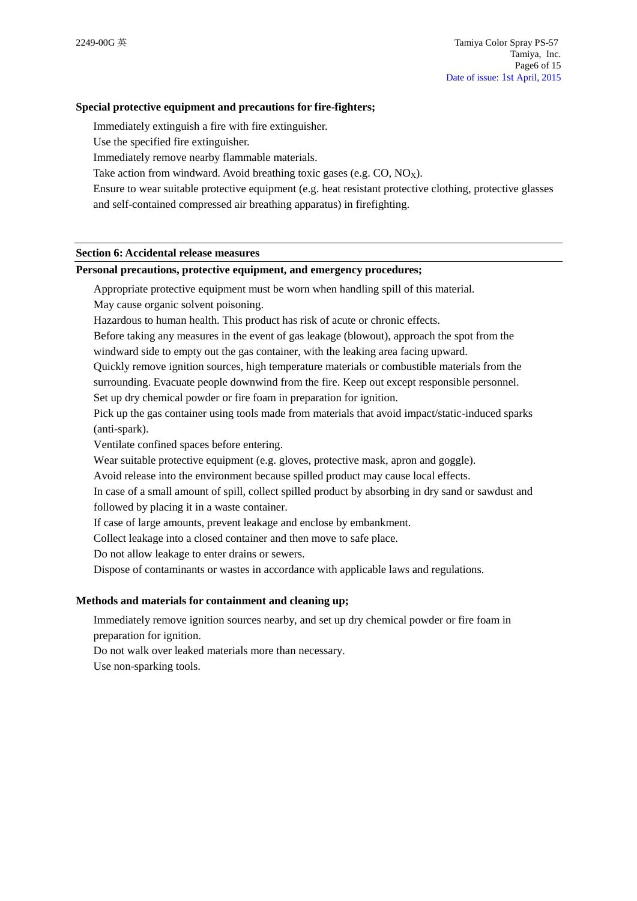**Special protective equipment and precautions for fire-fighters;**

Immediately extinguish a fire with fire extinguisher.
Use the specified fire extinguisher.
Immediately remove nearby flammable materials.
Take action from windward. Avoid breathing toxic gases (e.g. CO, $NO_X$).
Ensure to wear suitable protective equipment (e.g. heat resistant protective clothing, protective glasses and self-contained compressed air breathing apparatus) in firefighting.

## Section 6: Accidental release measures

**Personal precautions, protective equipment, and emergency procedures;**

Appropriate protective equipment must be worn when handling spill of this material.
May cause organic solvent poisoning.
Hazardous to human health. This product has risk of acute or chronic effects.
Before taking any measures in the event of gas leakage (blowout), approach the spot from the windward side to empty out the gas container, with the leaking area facing upward.
Quickly remove ignition sources, high temperature materials or combustible materials from the surrounding. Evacuate people downwind from the fire. Keep out except responsible personnel.
Set up dry chemical powder or fire foam in preparation for ignition.
Pick up the gas container using tools made from materials that avoid impact/static-induced sparks (anti-spark).
Ventilate confined spaces before entering.
Wear suitable protective equipment (e.g. gloves, protective mask, apron and goggle).
Avoid release into the environment because spilled product may cause local effects.
In case of a small amount of spill, collect spilled product by absorbing in dry sand or sawdust and followed by placing it in a waste container.
If case of large amounts, prevent leakage and enclose by embankment.
Collect leakage into a closed container and then move to safe place.
Do not allow leakage to enter drains or sewers.
Dispose of contaminants or wastes in accordance with applicable laws and regulations.

**Methods and materials for containment and cleaning up;**

Immediately remove ignition sources nearby, and set up dry chemical powder or fire foam in preparation for ignition.
Do not walk over leaked materials more than necessary.
Use non-sparking tools.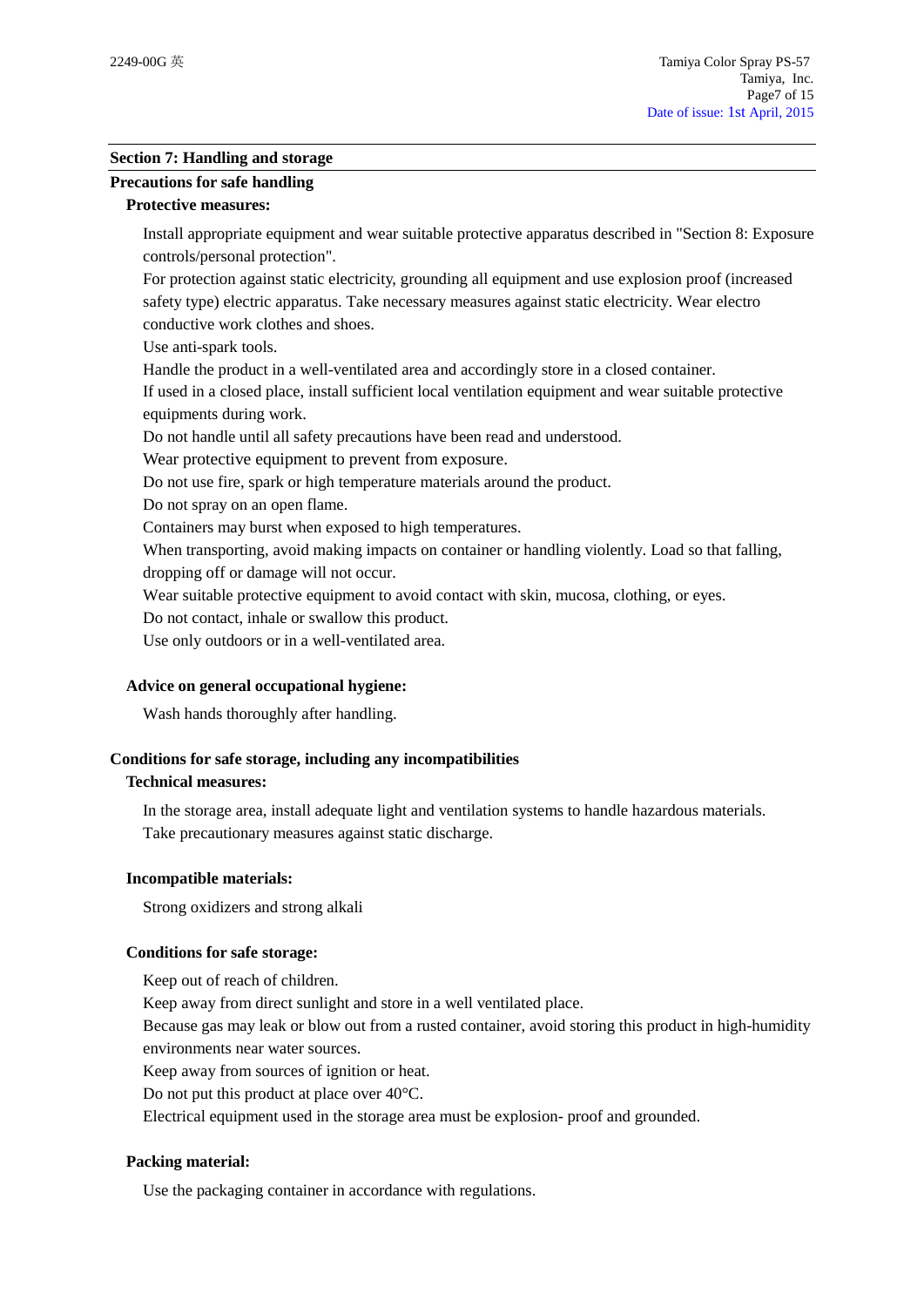## Section 7: Handling and storage

### Precautions for safe handling

**Protective measures:**

Install appropriate equipment and wear suitable protective apparatus described in "Section 8: Exposure controls/personal protection".
For protection against static electricity, grounding all equipment and use explosion proof (increased safety type) electric apparatus. Take necessary measures against static electricity. Wear electro conductive work clothes and shoes.
Use anti-spark tools.
Handle the product in a well-ventilated area and accordingly store in a closed container.
If used in a closed place, install sufficient local ventilation equipment and wear suitable protective equipments during work.
Do not handle until all safety precautions have been read and understood.
Wear protective equipment to prevent from exposure.
Do not use fire, spark or high temperature materials around the product.
Do not spray on an open flame.
Containers may burst when exposed to high temperatures.
When transporting, avoid making impacts on container or handling violently. Load so that falling, dropping off or damage will not occur.
Wear suitable protective equipment to avoid contact with skin, mucosa, clothing, or eyes.
Do not contact, inhale or swallow this product.
Use only outdoors or in a well-ventilated area.

**Advice on general occupational hygiene:**

Wash hands thoroughly after handling.

### Conditions for safe storage, including any incompatibilities

**Technical measures:**

In the storage area, install adequate light and ventilation systems to handle hazardous materials.
Take precautionary measures against static discharge.

**Incompatible materials:**

Strong oxidizers and strong alkali

**Conditions for safe storage:**

Keep out of reach of children.
Keep away from direct sunlight and store in a well ventilated place.
Because gas may leak or blow out from a rusted container, avoid storing this product in high-humidity environments near water sources.
Keep away from sources of ignition or heat.
Do not put this product at place over 40°C.
Electrical equipment used in the storage area must be explosion- proof and grounded.

**Packing material:**

Use the packaging container in accordance with regulations.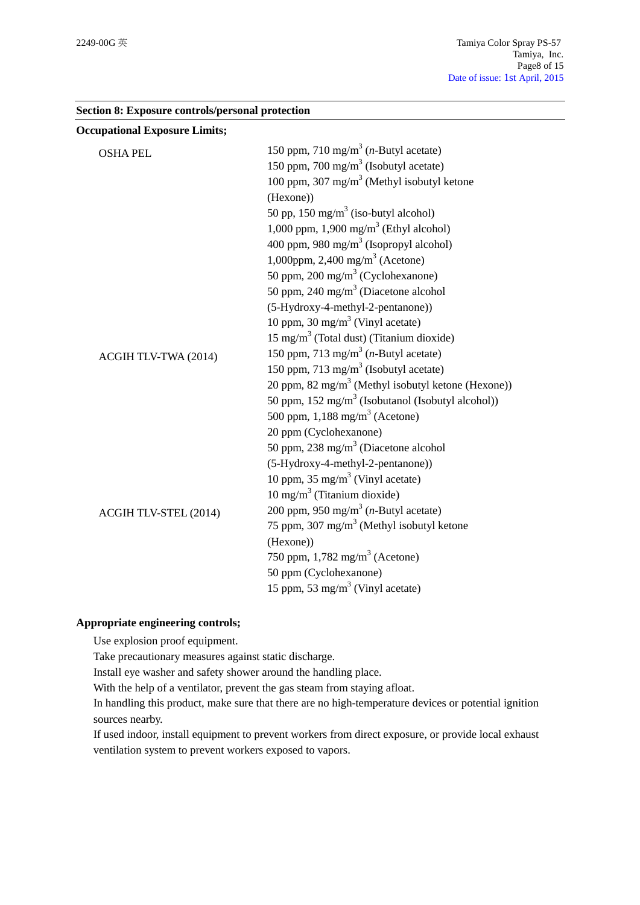## Section 8: Exposure controls/personal protection

**Occupational Exposure Limits;**

| | |
|---|---|
| OSHA PEL | 150 ppm, 710 mg/m$^3$ (*n*-Butyl acetate)<br>150 ppm, 700 mg/m$^3$ (Isobutyl acetate)<br>100 ppm, 307 mg/m$^3$ (Methyl isobutyl ketone (Hexone))<br>50 pp, 150 mg/m$^3$ (iso-butyl alcohol)<br>1,000 ppm, 1,900 mg/m$^3$ (Ethyl alcohol)<br>400 ppm, 980 mg/m$^3$ (Isopropyl alcohol)<br>1,000ppm, 2,400 mg/m$^3$ (Acetone)<br>50 ppm, 200 mg/m$^3$ (Cyclohexanone)<br>50 ppm, 240 mg/m$^3$ (Diacetone alcohol (5-Hydroxy-4-methyl-2-pentanone))<br>10 ppm, 30 mg/m$^3$ (Vinyl acetate)<br>15 mg/m$^3$ (Total dust) (Titanium dioxide) |
| ACGIH TLV-TWA (2014) | 150 ppm, 713 mg/m$^3$ (*n*-Butyl acetate)<br>150 ppm, 713 mg/m$^3$ (Isobutyl acetate)<br>20 ppm, 82 mg/m$^3$ (Methyl isobutyl ketone (Hexone))<br>50 ppm, 152 mg/m$^3$ (Isobutanol (Isobutyl alcohol))<br>500 ppm, 1,188 mg/m$^3$ (Acetone)<br>20 ppm (Cyclohexanone)<br>50 ppm, 238 mg/m$^3$ (Diacetone alcohol (5-Hydroxy-4-methyl-2-pentanone))<br>10 ppm, 35 mg/m$^3$ (Vinyl acetate)<br>10 mg/m$^3$ (Titanium dioxide) |
| ACGIH TLV-STEL (2014) | 200 ppm, 950 mg/m$^3$ (*n*-Butyl acetate)<br>75 ppm, 307 mg/m$^3$ (Methyl isobutyl ketone (Hexone))<br>750 ppm, 1,782 mg/m$^3$ (Acetone)<br>50 ppm (Cyclohexanone)<br>15 ppm, 53 mg/m$^3$ (Vinyl acetate) |

**Appropriate engineering controls;**

Use explosion proof equipment.
Take precautionary measures against static discharge.
Install eye washer and safety shower around the handling place.
With the help of a ventilator, prevent the gas steam from staying afloat.
In handling this product, make sure that there are no high-temperature devices or potential ignition sources nearby.
If used indoor, install equipment to prevent workers from direct exposure, or provide local exhaust ventilation system to prevent workers exposed to vapors.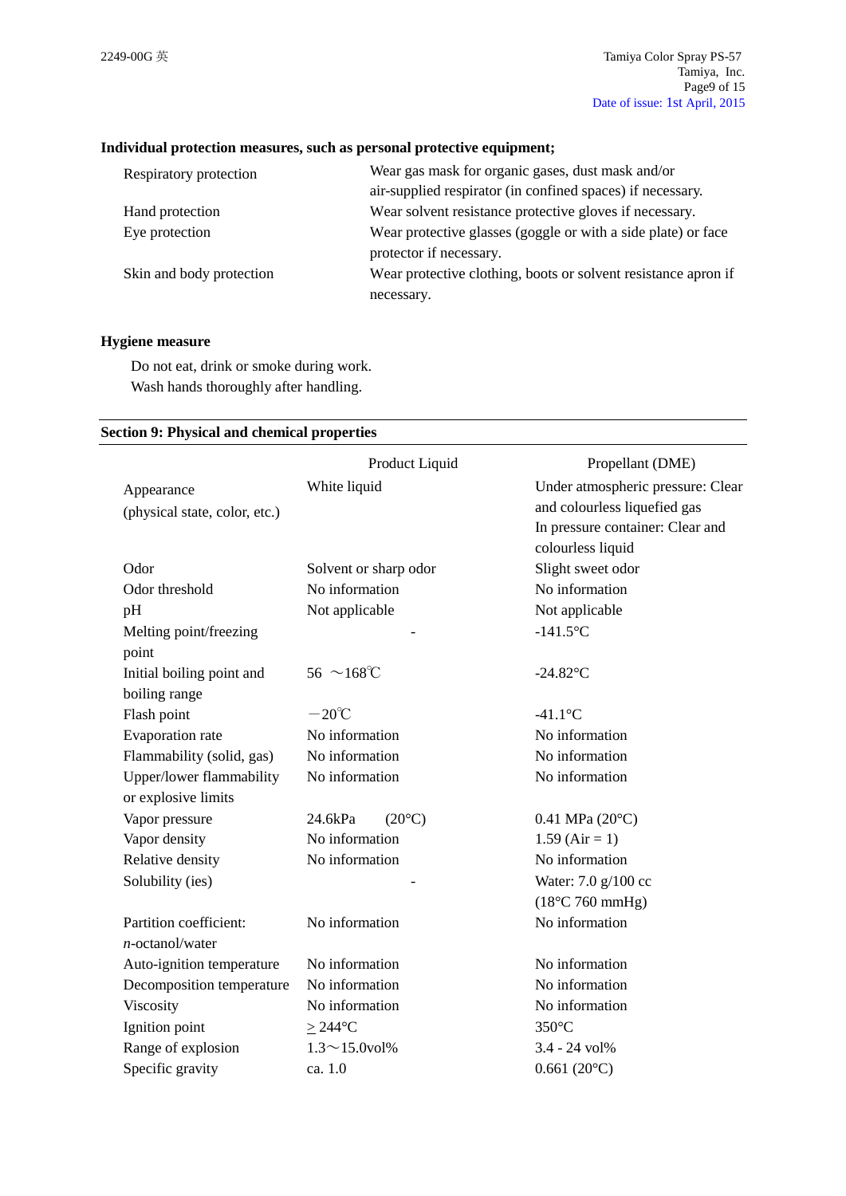**Individual protection measures, such as personal protective equipment;**

| | |
|---|---|
| Respiratory protection | Wear gas mask for organic gases, dust mask and/or air-supplied respirator (in confined spaces) if necessary. |
| Hand protection | Wear solvent resistance protective gloves if necessary. |
| Eye protection | Wear protective glasses (goggle or with a side plate) or face protector if necessary. |
| Skin and body protection | Wear protective clothing, boots or solvent resistance apron if necessary. |

**Hygiene measure**

Do not eat, drink or smoke during work.
Wash hands thoroughly after handling.

## Section 9: Physical and chemical properties

| | Product Liquid | Propellant (DME) |
|---|---|---|
| Appearance (physical state, color, etc.) | White liquid | Under atmospheric pressure: Clear and colourless liquefied gas<br>In pressure container: Clear and colourless liquid |
| Odor | Solvent or sharp odor | Slight sweet odor |
| Odor threshold | No information | No information |
| pH | Not applicable | Not applicable |
| Melting point/freezing point | - | -141.5°C |
| Initial boiling point and boiling range | 56 ～168℃ | -24.82°C |
| Flash point | －20℃ | -41.1°C |
| Evaporation rate | No information | No information |
| Flammability (solid, gas) | No information | No information |
| Upper/lower flammability or explosive limits | No information | No information |
| Vapor pressure | 24.6kPa (20°C) | 0.41 MPa (20°C) |
| Vapor density | No information | 1.59 (Air = 1) |
| Relative density | No information | No information |
| Solubility (ies) | - | Water: 7.0 g/100 cc (18°C 760 mmHg) |
| Partition coefficient: *n*-octanol/water | No information | No information |
| Auto-ignition temperature | No information | No information |
| Decomposition temperature | No information | No information |
| Viscosity | No information | No information |
| Ignition point | $\geq$ 244°C | 350°C |
| Range of explosion | 1.3～15.0vol% | 3.4 - 24 vol% |
| Specific gravity | ca. 1.0 | 0.661 (20°C) |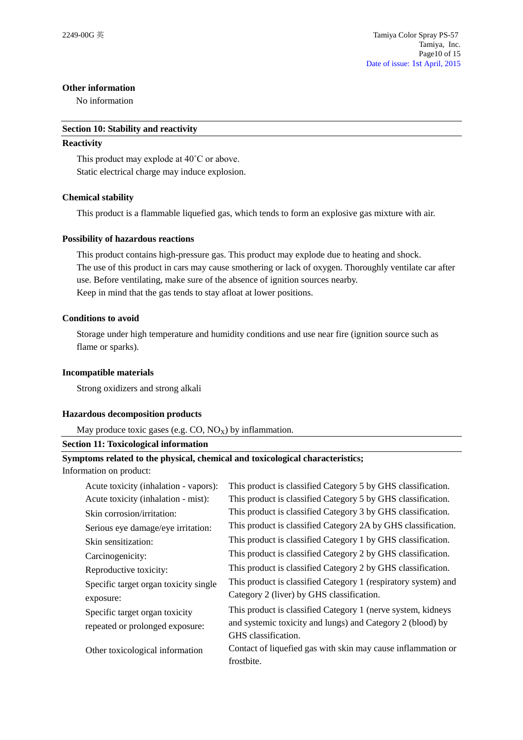**Other information**

No information

## Section 10: Stability and reactivity

**Reactivity**

This product may explode at 40˚C or above.
Static electrical charge may induce explosion.

**Chemical stability**

This product is a flammable liquefied gas, which tends to form an explosive gas mixture with air.

**Possibility of hazardous reactions**

This product contains high-pressure gas. This product may explode due to heating and shock.
The use of this product in cars may cause smothering or lack of oxygen. Thoroughly ventilate car after use. Before ventilating, make sure of the absence of ignition sources nearby.
Keep in mind that the gas tends to stay afloat at lower positions.

**Conditions to avoid**

Storage under high temperature and humidity conditions and use near fire (ignition source such as flame or sparks).

**Incompatible materials**

Strong oxidizers and strong alkali

**Hazardous decomposition products**

May produce toxic gases (e.g. CO, $NO_X$) by inflammation.

## Section 11: Toxicological information

**Symptoms related to the physical, chemical and toxicological characteristics;**

Information on product:

| | |
|---|---|
| Acute toxicity (inhalation - vapors): | This product is classified Category 5 by GHS classification. |
| Acute toxicity (inhalation - mist): | This product is classified Category 5 by GHS classification. |
| Skin corrosion/irritation: | This product is classified Category 3 by GHS classification. |
| Serious eye damage/eye irritation: | This product is classified Category 2A by GHS classification. |
| Skin sensitization: | This product is classified Category 1 by GHS classification. |
| Carcinogenicity: | This product is classified Category 2 by GHS classification. |
| Reproductive toxicity: | This product is classified Category 2 by GHS classification. |
| Specific target organ toxicity single exposure: | This product is classified Category 1 (respiratory system) and Category 2 (liver) by GHS classification. |
| Specific target organ toxicity repeated or prolonged exposure: | This product is classified Category 1 (nerve system, kidneys and systemic toxicity and lungs) and Category 2 (blood) by GHS classification. |
| Other toxicological information | Contact of liquefied gas with skin may cause inflammation or frostbite. |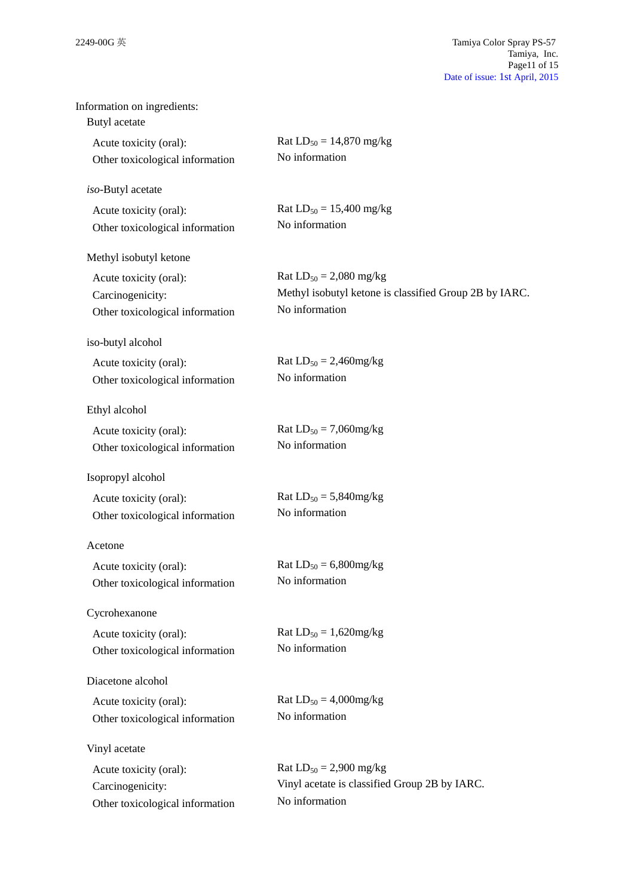Information on ingredients:

Butyl acetate

| | |
|---|---|
| Acute toxicity (oral): | Rat $LD_{50}$ = 14,870 mg/kg |
| Other toxicological information | No information |

*iso*-Butyl acetate

| | |
|---|---|
| Acute toxicity (oral): | Rat $LD_{50}$ = 15,400 mg/kg |
| Other toxicological information | No information |

Methyl isobutyl ketone

| | |
|---|---|
| Acute toxicity (oral): | Rat $LD_{50}$ = 2,080 mg/kg |
| Carcinogenicity: | Methyl isobutyl ketone is classified Group 2B by IARC. |
| Other toxicological information | No information |

iso-butyl alcohol

| | |
|---|---|
| Acute toxicity (oral): | Rat $LD_{50}$ = 2,460mg/kg |
| Other toxicological information | No information |

Ethyl alcohol

| | |
|---|---|
| Acute toxicity (oral): | Rat $LD_{50}$ = 7,060mg/kg |
| Other toxicological information | No information |

Isopropyl alcohol

| | |
|---|---|
| Acute toxicity (oral): | Rat $LD_{50}$ = 5,840mg/kg |
| Other toxicological information | No information |

Acetone

| | |
|---|---|
| Acute toxicity (oral): | Rat $LD_{50}$ = 6,800mg/kg |
| Other toxicological information | No information |

Cycrohexanone

| | |
|---|---|
| Acute toxicity (oral): | Rat $LD_{50}$ = 1,620mg/kg |
| Other toxicological information | No information |

Diacetone alcohol

| | |
|---|---|
| Acute toxicity (oral): | Rat $LD_{50}$ = 4,000mg/kg |
| Other toxicological information | No information |

Vinyl acetate

| | |
|---|---|
| Acute toxicity (oral): | Rat $LD_{50}$ = 2,900 mg/kg |
| Carcinogenicity: | Vinyl acetate is classified Group 2B by IARC. |
| Other toxicological information | No information |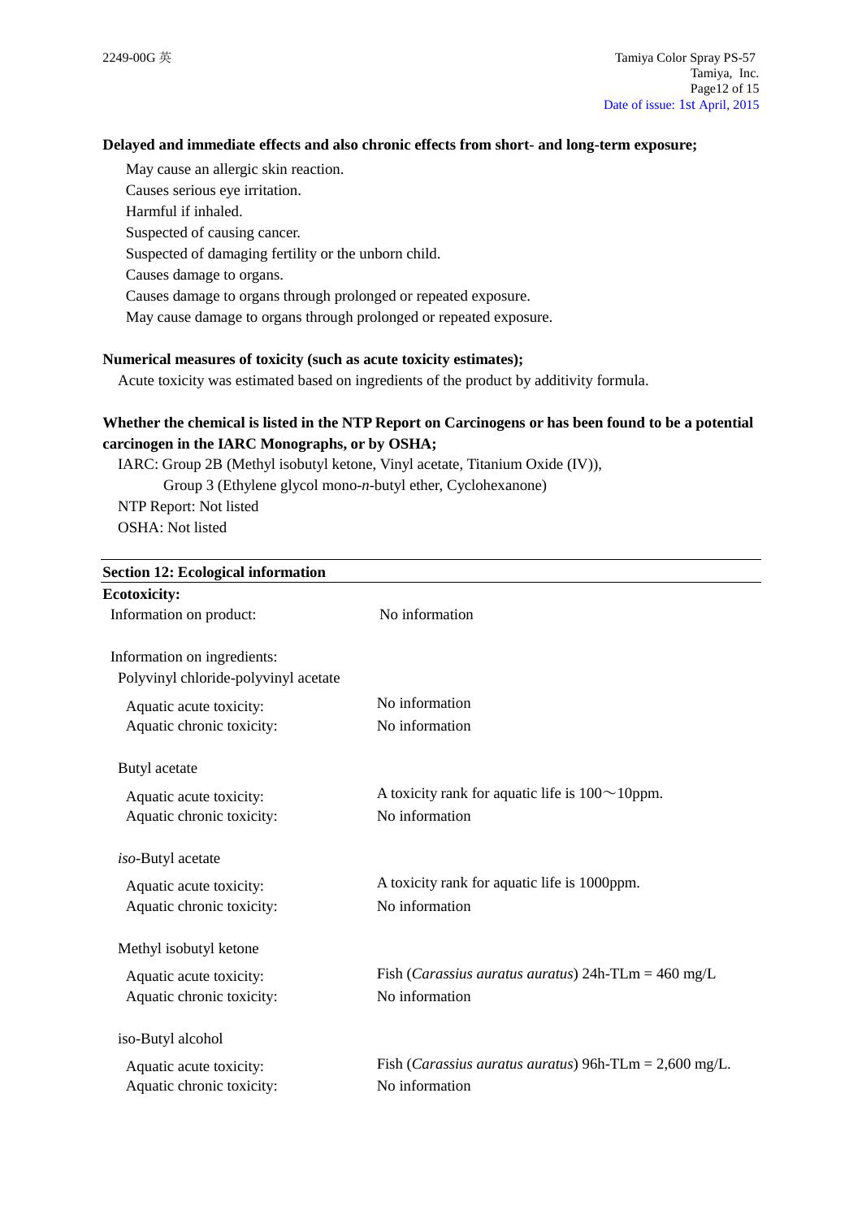**Delayed and immediate effects and also chronic effects from short- and long-term exposure;**

May cause an allergic skin reaction.
Causes serious eye irritation.
Harmful if inhaled.
Suspected of causing cancer.
Suspected of damaging fertility or the unborn child.
Causes damage to organs.
Causes damage to organs through prolonged or repeated exposure.
May cause damage to organs through prolonged or repeated exposure.

**Numerical measures of toxicity (such as acute toxicity estimates);**

Acute toxicity was estimated based on ingredients of the product by additivity formula.

**Whether the chemical is listed in the NTP Report on Carcinogens or has been found to be a potential carcinogen in the IARC Monographs, or by OSHA;**

IARC: Group 2B (Methyl isobutyl ketone, Vinyl acetate, Titanium Oxide (IV)),
Group 3 (Ethylene glycol mono-*n*-butyl ether, Cyclohexanone)
NTP Report: Not listed
OSHA: Not listed

## Section 12: Ecological information

**Ecotoxicity:**

Information on product: No information

Information on ingredients:

Polyvinyl chloride-polyvinyl acetate

| | |
|---|---|
| Aquatic acute toxicity: | No information |
| Aquatic chronic toxicity: | No information |

Butyl acetate

| | |
|---|---|
| Aquatic acute toxicity: | A toxicity rank for aquatic life is 100～10ppm. |
| Aquatic chronic toxicity: | No information |

*iso*-Butyl acetate

| | |
|---|---|
| Aquatic acute toxicity: | A toxicity rank for aquatic life is 1000ppm. |
| Aquatic chronic toxicity: | No information |

Methyl isobutyl ketone

| | |
|---|---|
| Aquatic acute toxicity: | Fish (*Carassius auratus auratus*) 24h-TLm = 460 mg/L |
| Aquatic chronic toxicity: | No information |

iso-Butyl alcohol

| | |
|---|---|
| Aquatic acute toxicity: | Fish (*Carassius auratus auratus*) 96h-TLm = 2,600 mg/L. |
| Aquatic chronic toxicity: | No information |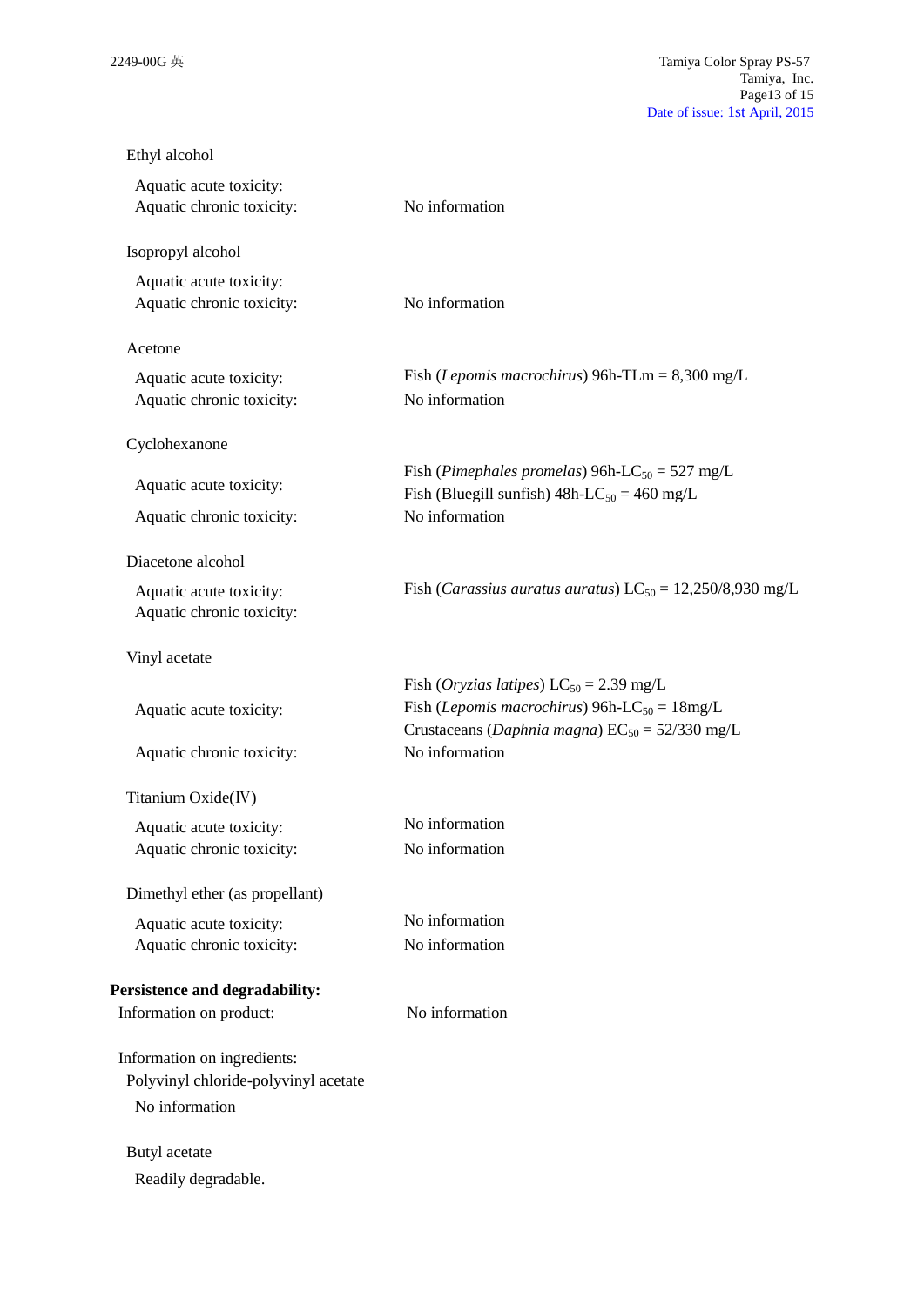Ethyl alcohol

Aquatic acute toxicity:
Aquatic chronic toxicity: No information

Isopropyl alcohol

Aquatic acute toxicity:
Aquatic chronic toxicity: No information

Acetone

Aquatic acute toxicity: Fish (*Lepomis macrochirus*) 96h-TLm = 8,300 mg/L
Aquatic chronic toxicity: No information

Cyclohexanone

Aquatic acute toxicity: Fish (*Pimephales promelas*) 96h-$LC_{50}$ = 527 mg/L
Fish (Bluegill sunfish) 48h-$LC_{50}$ = 460 mg/L
Aquatic chronic toxicity: No information

Diacetone alcohol

Aquatic acute toxicity: Fish (*Carassius auratus auratus*) $LC_{50}$ = 12,250/8,930 mg/L
Aquatic chronic toxicity:

Vinyl acetate

Aquatic acute toxicity: Fish (*Oryzias latipes*) $LC_{50}$ = 2.39 mg/L
Fish (*Lepomis macrochirus*) 96h-$LC_{50}$ = 18mg/L
Crustaceans (*Daphnia magna*) $EC_{50}$ = 52/330 mg/L
Aquatic chronic toxicity: No information

Titanium Oxide(Ⅳ)

Aquatic acute toxicity: No information
Aquatic chronic toxicity: No information

Dimethyl ether (as propellant)

Aquatic acute toxicity: No information
Aquatic chronic toxicity: No information

**Persistence and degradability:**

Information on product: No information

Information on ingredients:

Polyvinyl chloride-polyvinyl acetate

No information

Butyl acetate

Readily degradable.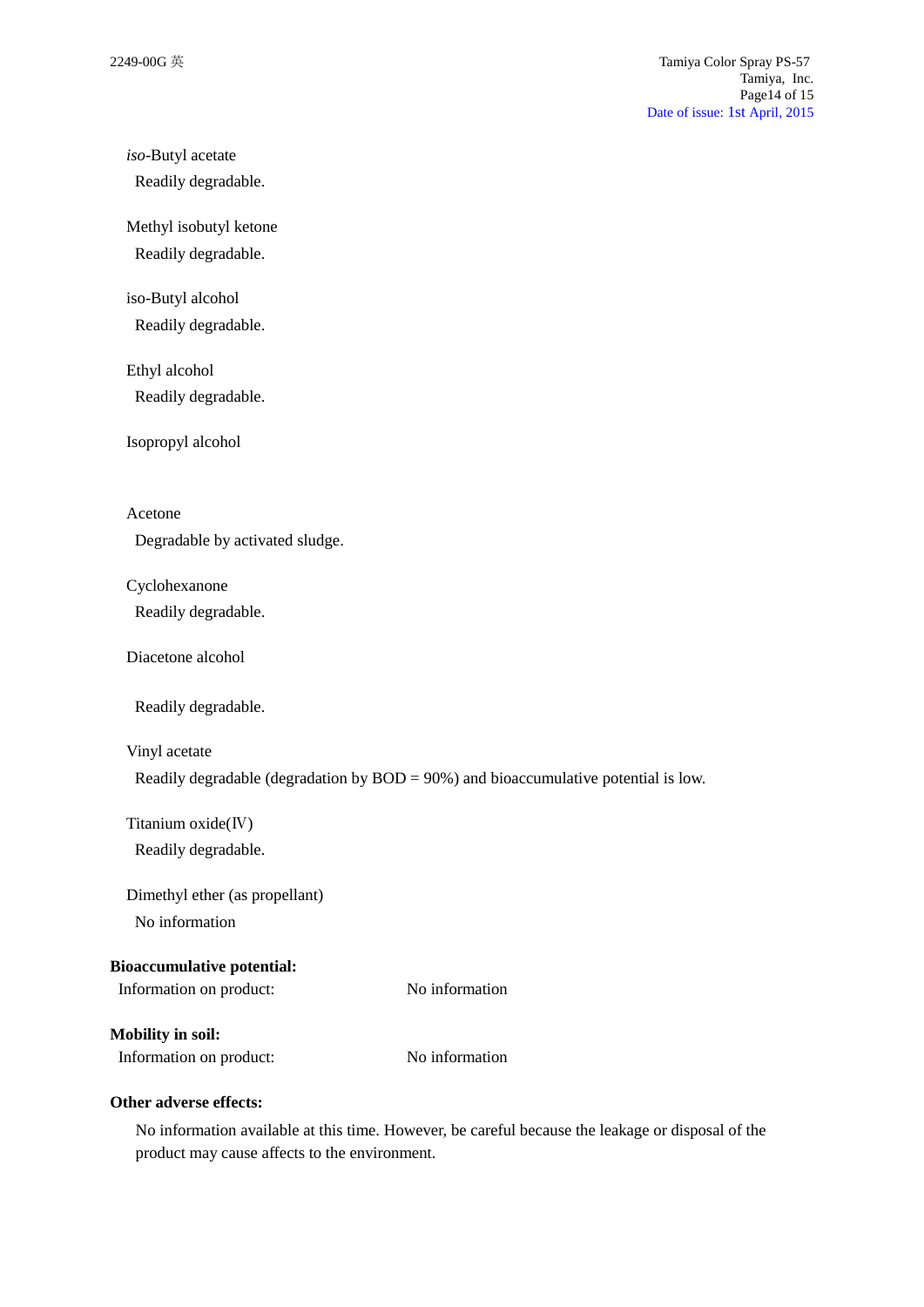*iso*-Butyl acetate

Readily degradable.

Methyl isobutyl ketone

Readily degradable.

iso-Butyl alcohol

Readily degradable.

Ethyl alcohol

Readily degradable.

Isopropyl alcohol

Acetone

Degradable by activated sludge.

Cyclohexanone

Readily degradable.

Diacetone alcohol

Readily degradable.

Vinyl acetate

Readily degradable (degradation by BOD = 90%) and bioaccumulative potential is low.

Titanium oxide(Ⅳ)

Readily degradable.

Dimethyl ether (as propellant)

No information

**Bioaccumulative potential:**

Information on product: No information

**Mobility in soil:**

Information on product: No information

**Other adverse effects:**

No information available at this time. However, be careful because the leakage or disposal of the product may cause affects to the environment.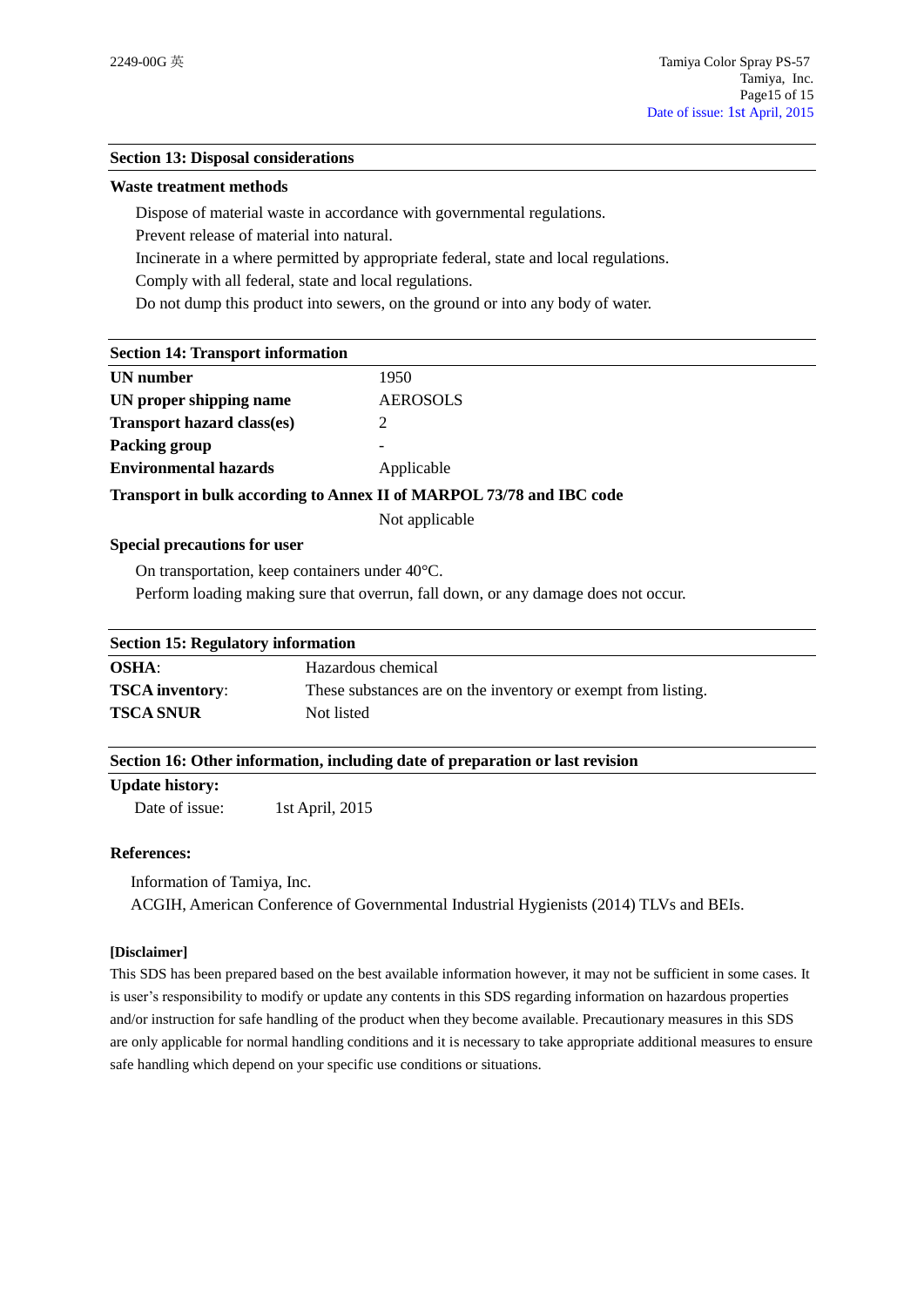## Section 13: Disposal considerations

**Waste treatment methods**

Dispose of material waste in accordance with governmental regulations.
Prevent release of material into natural.
Incinerate in a where permitted by appropriate federal, state and local regulations.
Comply with all federal, state and local regulations.
Do not dump this product into sewers, on the ground or into any body of water.

## Section 14: Transport information

| | |
|---|---|
| **UN number** | 1950 |
| **UN proper shipping name** | AEROSOLS |
| **Transport hazard class(es)** | 2 |
| **Packing group** | - |
| **Environmental hazards** | Applicable |

**Transport in bulk according to Annex II of MARPOL 73/78 and IBC code**

Not applicable

**Special precautions for user**

On transportation, keep containers under 40°C.
Perform loading making sure that overrun, fall down, or any damage does not occur.

## Section 15: Regulatory information

| | |
|---|---|
| **OSHA**: | Hazardous chemical |
| **TSCA inventory**: | These substances are on the inventory or exempt from listing. |
| **TSCA SNUR** | Not listed |

## Section 16: Other information, including date of preparation or last revision

**Update history:**

Date of issue: 1st April, 2015

**References:**

Information of Tamiya, Inc.
ACGIH, American Conference of Governmental Industrial Hygienists (2014) TLVs and BEIs.

**[Disclaimer]**

This SDS has been prepared based on the best available information however, it may not be sufficient in some cases. It is user's responsibility to modify or update any contents in this SDS regarding information on hazardous properties and/or instruction for safe handling of the product when they become available. Precautionary measures in this SDS are only applicable for normal handling conditions and it is necessary to take appropriate additional measures to ensure safe handling which depend on your specific use conditions or situations.